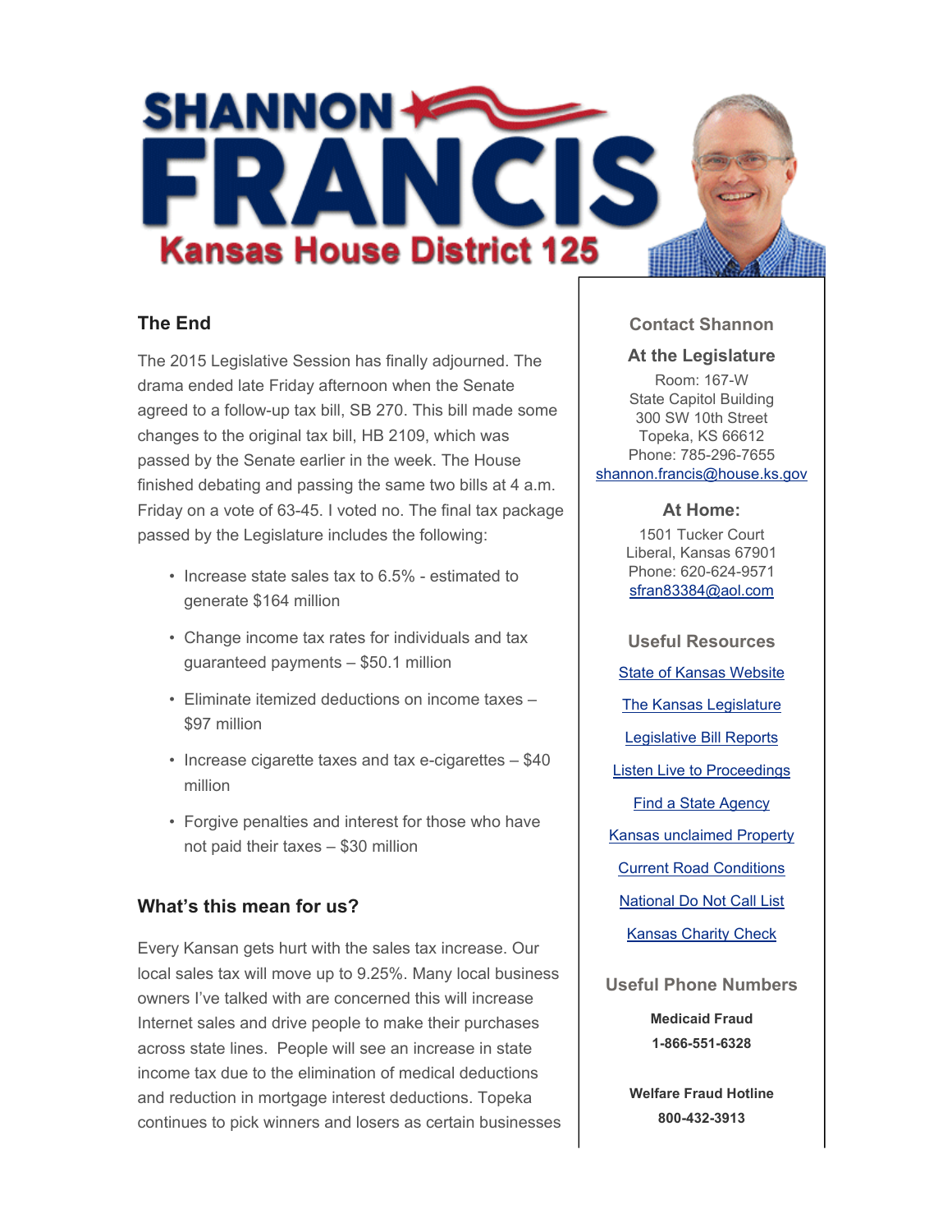# SHANNON FRANCIS

## Kansas House District 125

### The End

The 2015 Legislative Session has finally adjourned. The drama ended late Friday afternoon when the Senate agreed to a follow-up tax bill, SB 270. This bill made some changes to the original tax bill, HB 2109, which was passed by the Senate earlier in the week. The House finished debating and passing the same two bills at 4 a.m. Friday on a vote of 63-45. I voted no. The final tax package passed by the Legislature includes the following:

- Increase state sales tax to 6.5% - estimated to generate $164 million
- Change income tax rates for individuals and tax guaranteed payments – $50.1 million
- Eliminate itemized deductions on income taxes – $97 million
- Increase cigarette taxes and tax e-cigarettes – $40 million
- Forgive penalties and interest for those who have not paid their taxes – $30 million

### What's this mean for us?

Every Kansan gets hurt with the sales tax increase. Our local sales tax will move up to 9.25%. Many local business owners I've talked with are concerned this will increase Internet sales and drive people to make their purchases across state lines. People will see an increase in state income tax due to the elimination of medical deductions and reduction in mortgage interest deductions. Topeka continues to pick winners and losers as certain businesses

### Contact Shannon

**At the Legislature**

Room: 167-W
State Capitol Building
300 SW 10th Street
Topeka, KS 66612
Phone: 785-296-7655
shannon.francis@house.ks.gov

**At Home:**

1501 Tucker Court
Liberal, Kansas 67901
Phone: 620-624-9571
sfran83384@aol.com

### Useful Resources

- State of Kansas Website
- The Kansas Legislature
- Legislative Bill Reports
- Listen Live to Proceedings
- Find a State Agency
- Kansas unclaimed Property
- Current Road Conditions
- National Do Not Call List
- Kansas Charity Check

### Useful Phone Numbers

**Medicaid Fraud**
**1-866-551-6328**

**Welfare Fraud Hotline**
**800-432-3913**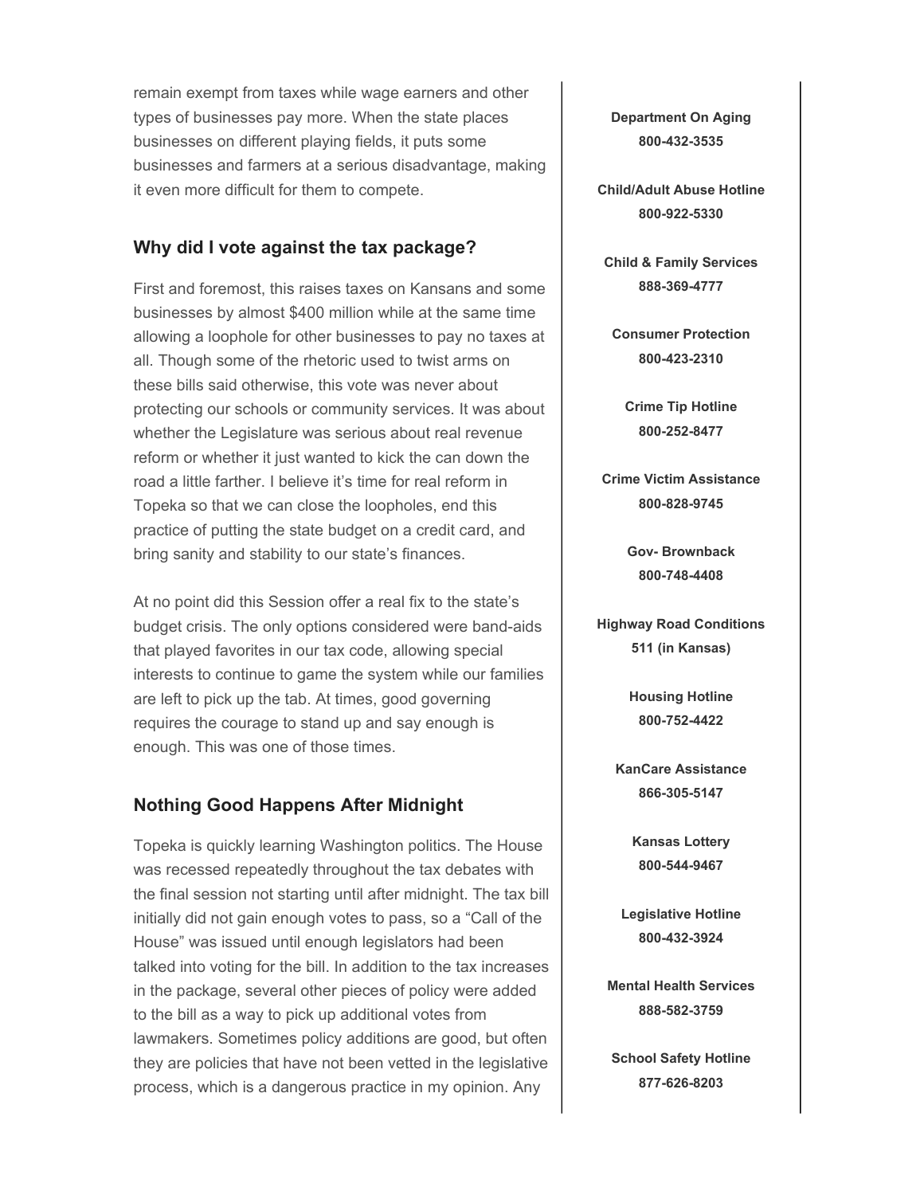remain exempt from taxes while wage earners and other types of businesses pay more. When the state places businesses on different playing fields, it puts some businesses and farmers at a serious disadvantage, making it even more difficult for them to compete.

### Why did I vote against the tax package?

First and foremost, this raises taxes on Kansans and some businesses by almost $400 million while at the same time allowing a loophole for other businesses to pay no taxes at all. Though some of the rhetoric used to twist arms on these bills said otherwise, this vote was never about protecting our schools or community services. It was about whether the Legislature was serious about real revenue reform or whether it just wanted to kick the can down the road a little farther. I believe it's time for real reform in Topeka so that we can close the loopholes, end this practice of putting the state budget on a credit card, and bring sanity and stability to our state's finances.

At no point did this Session offer a real fix to the state's budget crisis. The only options considered were band-aids that played favorites in our tax code, allowing special interests to continue to game the system while our families are left to pick up the tab. At times, good governing requires the courage to stand up and say enough is enough. This was one of those times.

### Nothing Good Happens After Midnight

Topeka is quickly learning Washington politics. The House was recessed repeatedly throughout the tax debates with the final session not starting until after midnight. The tax bill initially did not gain enough votes to pass, so a "Call of the House" was issued until enough legislators had been talked into voting for the bill. In addition to the tax increases in the package, several other pieces of policy were added to the bill as a way to pick up additional votes from lawmakers. Sometimes policy additions are good, but often they are policies that have not been vetted in the legislative process, which is a dangerous practice in my opinion. Any

**Department On Aging**
**800-432-3535**

**Child/Adult Abuse Hotline**
**800-922-5330**

**Child & Family Services**
**888-369-4777**

**Consumer Protection**
**800-423-2310**

**Crime Tip Hotline**
**800-252-8477**

**Crime Victim Assistance**
**800-828-9745**

**Gov- Brownback**
**800-748-4408**

**Highway Road Conditions**
**511 (in Kansas)**

**Housing Hotline**
**800-752-4422**

**KanCare Assistance**
**866-305-5147**

**Kansas Lottery**
**800-544-9467**

**Legislative Hotline**
**800-432-3924**

**Mental Health Services**
**888-582-3759**

**School Safety Hotline**
**877-626-8203**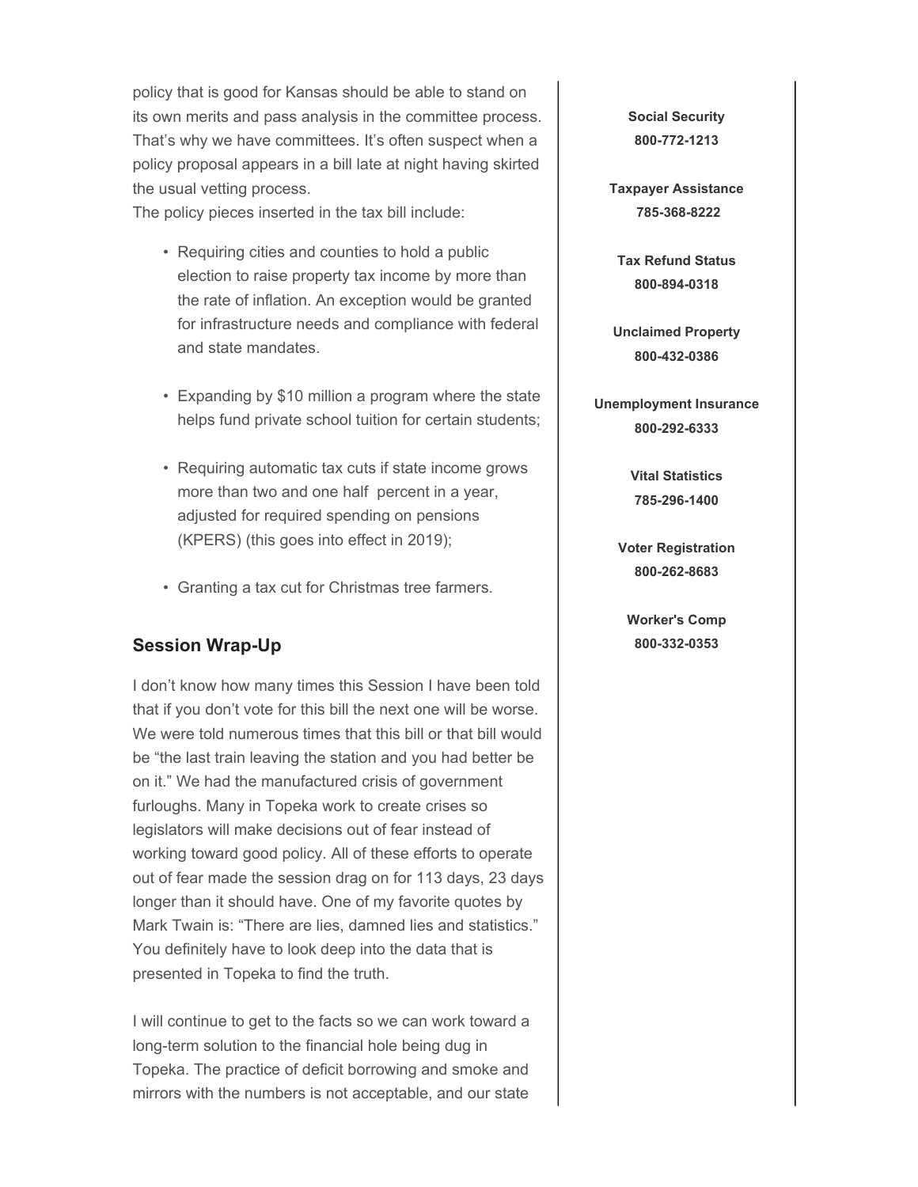policy that is good for Kansas should be able to stand on its own merits and pass analysis in the committee process. That's why we have committees. It's often suspect when a policy proposal appears in a bill late at night having skirted the usual vetting process.
The policy pieces inserted in the tax bill include:

- Requiring cities and counties to hold a public election to raise property tax income by more than the rate of inflation. An exception would be granted for infrastructure needs and compliance with federal and state mandates.
- Expanding by $10 million a program where the state helps fund private school tuition for certain students;
- Requiring automatic tax cuts if state income grows more than two and one half percent in a year, adjusted for required spending on pensions (KPERS) (this goes into effect in 2019);
- Granting a tax cut for Christmas tree farmers.

## Session Wrap-Up

I don't know how many times this Session I have been told that if you don't vote for this bill the next one will be worse. We were told numerous times that this bill or that bill would be "the last train leaving the station and you had better be on it." We had the manufactured crisis of government furloughs. Many in Topeka work to create crises so legislators will make decisions out of fear instead of working toward good policy. All of these efforts to operate out of fear made the session drag on for 113 days, 23 days longer than it should have. One of my favorite quotes by Mark Twain is: "There are lies, damned lies and statistics." You definitely have to look deep into the data that is presented in Topeka to find the truth.

I will continue to get to the facts so we can work toward a long-term solution to the financial hole being dug in Topeka. The practice of deficit borrowing and smoke and mirrors with the numbers is not acceptable, and our state

**Social Security**
**800-772-1213**

**Taxpayer Assistance**
**785-368-8222**

**Tax Refund Status**
**800-894-0318**

**Unclaimed Property**
**800-432-0386**

**Unemployment Insurance**
**800-292-6333**

**Vital Statistics**
**785-296-1400**

**Voter Registration**
**800-262-8683**

**Worker's Comp**
**800-332-0353**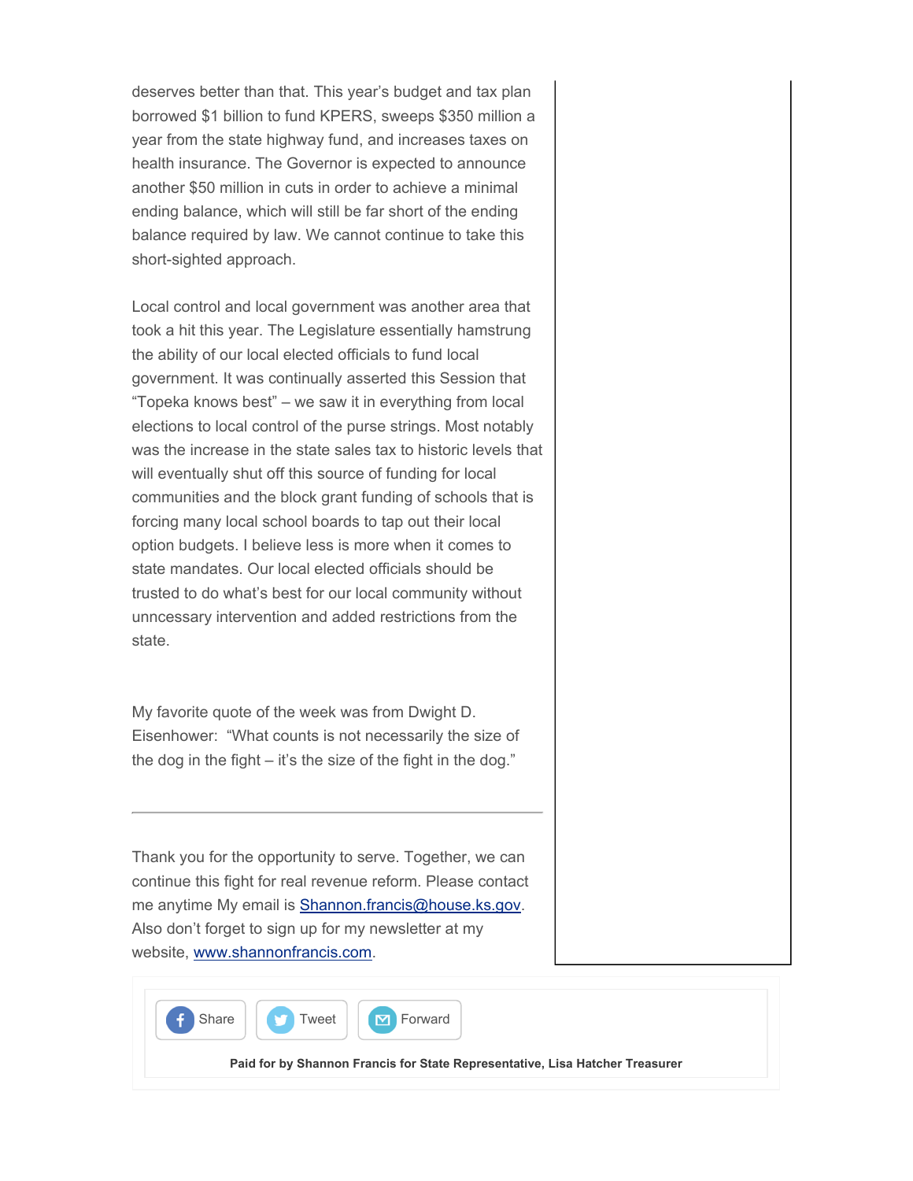deserves better than that. This year's budget and tax plan borrowed $1 billion to fund KPERS, sweeps $350 million a year from the state highway fund, and increases taxes on health insurance. The Governor is expected to announce another $50 million in cuts in order to achieve a minimal ending balance, which will still be far short of the ending balance required by law. We cannot continue to take this short-sighted approach.

Local control and local government was another area that took a hit this year. The Legislature essentially hamstrung the ability of our local elected officials to fund local government. It was continually asserted this Session that "Topeka knows best" – we saw it in everything from local elections to local control of the purse strings. Most notably was the increase in the state sales tax to historic levels that will eventually shut off this source of funding for local communities and the block grant funding of schools that is forcing many local school boards to tap out their local option budgets. I believe less is more when it comes to state mandates. Our local elected officials should be trusted to do what's best for our local community without unncessary intervention and added restrictions from the state.

My favorite quote of the week was from Dwight D. Eisenhower: "What counts is not necessarily the size of the dog in the fight – it's the size of the fight in the dog."

---

Thank you for the opportunity to serve. Together, we can continue this fight for real revenue reform. Please contact me anytime My email is [Shannon.francis@house.ks.gov](mailto:Shannon.francis@house.ks.gov). Also don't forget to sign up for my newsletter at my website, [www.shannonfrancis.com](http://www.shannonfrancis.com).

Share Tweet Forward

**Paid for by Shannon Francis for State Representative, Lisa Hatcher Treasurer**